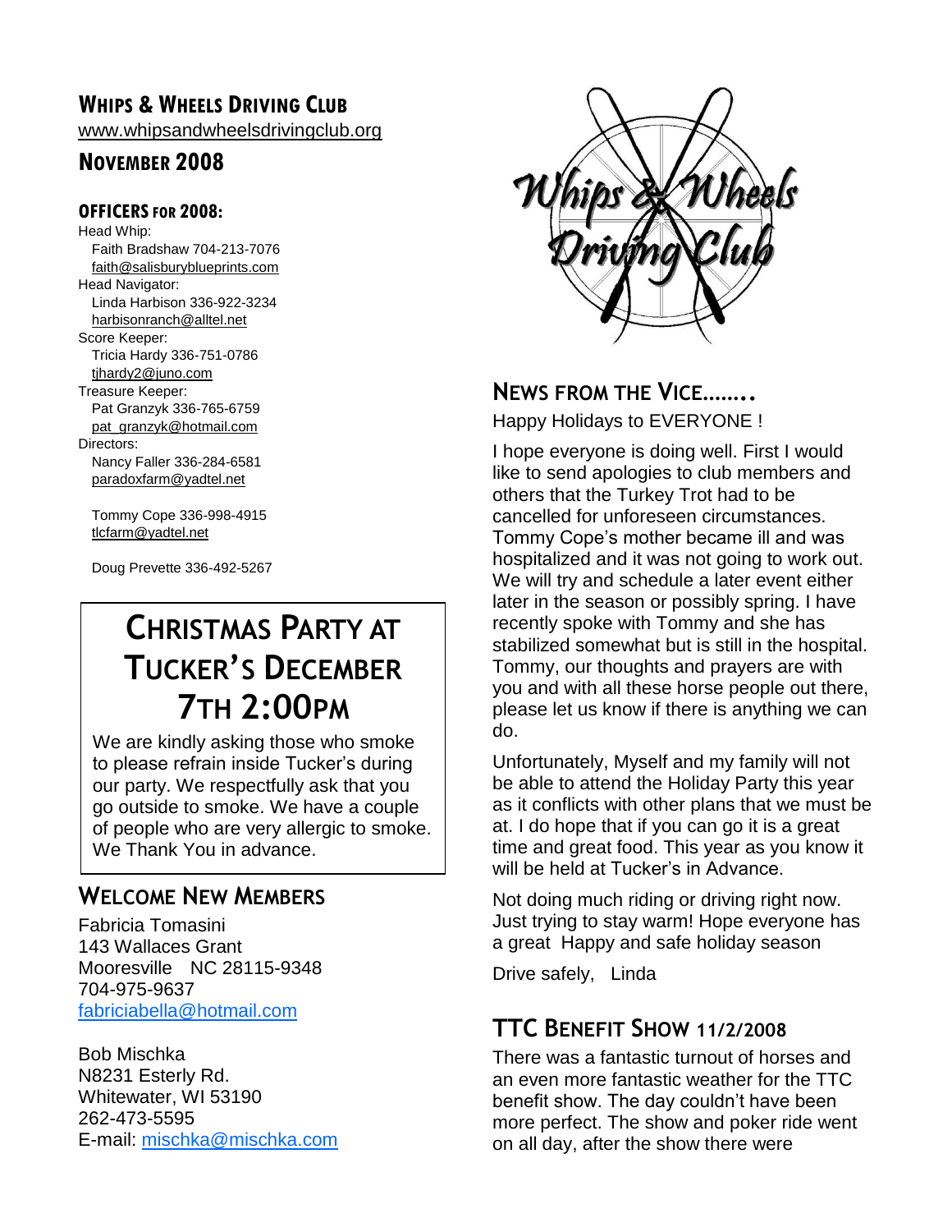# Whips & Wheels Driving Club

www.whipsandwheelsdrivingclub.org

## November 2008

### Officers for 2008:

Head Whip:
Faith Bradshaw 704-213-7076
faith@salisburyblueprints.com

Head Navigator:
Linda Harbison 336-922-3234
harbisonranch@alltel.net

Score Keeper:
Tricia Hardy 336-751-0786
tjhardy2@juno.com

Treasure Keeper:
Pat Granzyk 336-765-6759
pat_granzyk@hotmail.com

Directors:
Nancy Faller 336-284-6581
paradoxfarm@yadtel.net

Tommy Cope 336-998-4915
tlcfarm@yadtel.net

Doug Prevette 336-492-5267

## Christmas Party at Tucker's December 7th 2:00pm

We are kindly asking those who smoke to please refrain inside Tucker's during our party. We respectfully ask that you go outside to smoke. We have a couple of people who are very allergic to smoke. We Thank You in advance.

## Welcome New Members

Fabricia Tomasini
143 Wallaces Grant
Mooresville NC 28115-9348
704-975-9637
fabriciabella@hotmail.com

Bob Mischka
N8231 Esterly Rd.
Whitewater, WI 53190
262-473-5595
E-mail: mischka@mischka.com

## News from the Vice……..

Happy Holidays to EVERYONE !

I hope everyone is doing well. First I would like to send apologies to club members and others that the Turkey Trot had to be cancelled for unforeseen circumstances. Tommy Cope's mother became ill and was hospitalized and it was not going to work out. We will try and schedule a later event either later in the season or possibly spring. I have recently spoke with Tommy and she has stabilized somewhat but is still in the hospital. Tommy, our thoughts and prayers are with you and with all these horse people out there, please let us know if there is anything we can do.

Unfortunately, Myself and my family will not be able to attend the Holiday Party this year as it conflicts with other plans that we must be at. I do hope that if you can go it is a great time and great food. This year as you know it will be held at Tucker's in Advance.

Not doing much riding or driving right now. Just trying to stay warm! Hope everyone has a great Happy and safe holiday season

Drive safely, Linda

## TTC Benefit Show 11/2/2008

There was a fantastic turnout of horses and an even more fantastic weather for the TTC benefit show. The day couldn't have been more perfect. The show and poker ride went on all day, after the show there were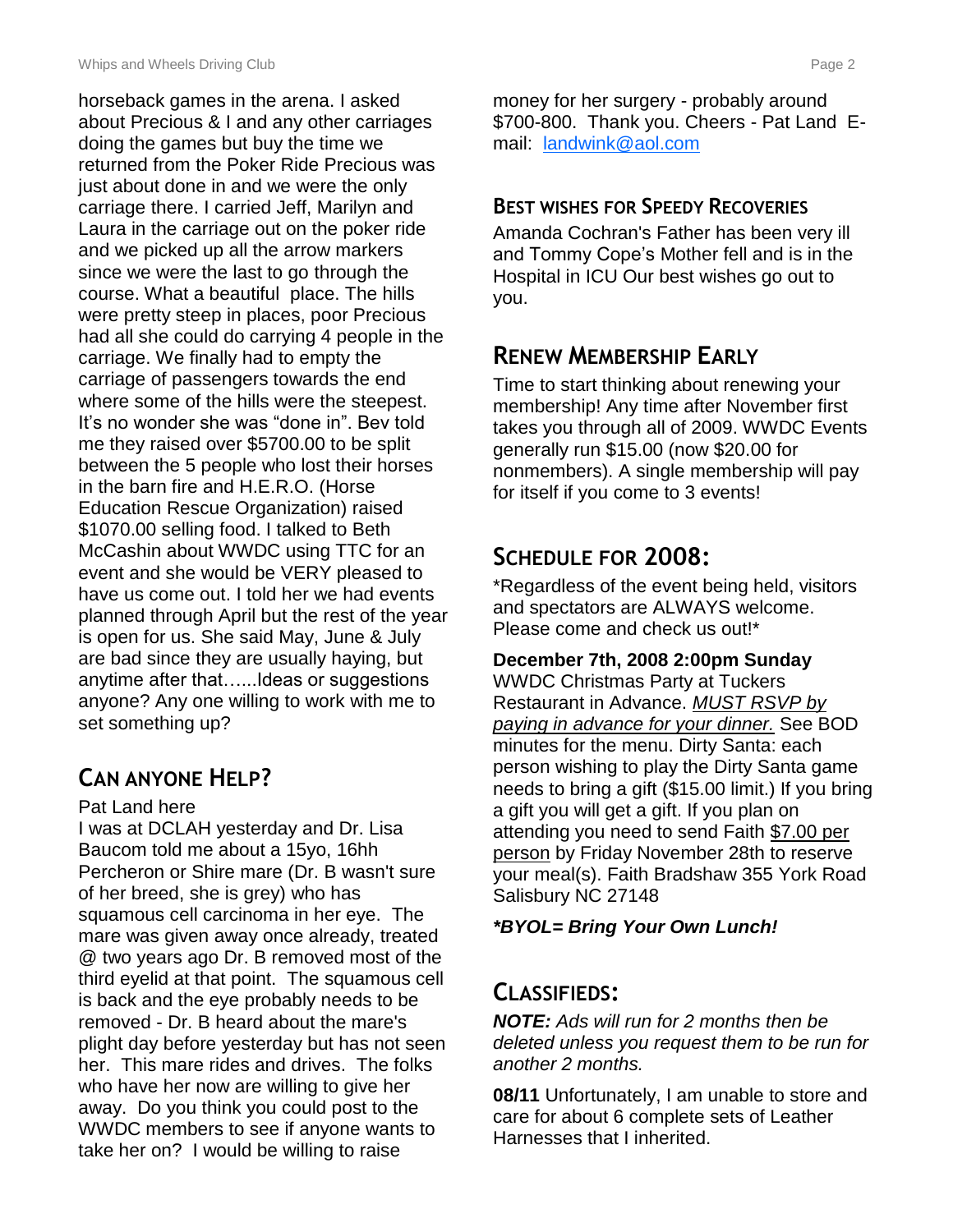horseback games in the arena. I asked about Precious & I and any other carriages doing the games but buy the time we returned from the Poker Ride Precious was just about done in and we were the only carriage there. I carried Jeff, Marilyn and Laura in the carriage out on the poker ride and we picked up all the arrow markers since we were the last to go through the course. What a beautiful place. The hills were pretty steep in places, poor Precious had all she could do carrying 4 people in the carriage. We finally had to empty the carriage of passengers towards the end where some of the hills were the steepest. It's no wonder she was "done in". Bev told me they raised over $5700.00 to be split between the 5 people who lost their horses in the barn fire and H.E.R.O. (Horse Education Rescue Organization) raised $1070.00 selling food. I talked to Beth McCashin about WWDC using TTC for an event and she would be VERY pleased to have us come out. I told her we had events planned through April but the rest of the year is open for us. She said May, June & July are bad since they are usually haying, but anytime after that…...Ideas or suggestions anyone? Any one willing to work with me to set something up?

## Can anyone Help?

Pat Land here
I was at DCLAH yesterday and Dr. Lisa Baucom told me about a 15yo, 16hh Percheron or Shire mare (Dr. B wasn't sure of her breed, she is grey) who has squamous cell carcinoma in her eye. The mare was given away once already, treated @ two years ago Dr. B removed most of the third eyelid at that point. The squamous cell is back and the eye probably needs to be removed - Dr. B heard about the mare's plight day before yesterday but has not seen her. This mare rides and drives. The folks who have her now are willing to give her away. Do you think you could post to the WWDC members to see if anyone wants to take her on? I would be willing to raise money for her surgery - probably around $700-800. Thank you. Cheers - Pat Land E-mail: landwink@aol.com

## Best wishes for Speedy Recoveries

Amanda Cochran's Father has been very ill and Tommy Cope's Mother fell and is in the Hospital in ICU Our best wishes go out to you.

## Renew Membership Early

Time to start thinking about renewing your membership! Any time after November first takes you through all of 2009. WWDC Events generally run $15.00 (now $20.00 for nonmembers). A single membership will pay for itself if you come to 3 events!

## Schedule for 2008:

*Regardless of the event being held, visitors and spectators are ALWAYS welcome. Please come and check us out!*

**December 7th, 2008 2:00pm Sunday**
WWDC Christmas Party at Tuckers Restaurant in Advance. *MUST RSVP by paying in advance for your dinner.* See BOD minutes for the menu. Dirty Santa: each person wishing to play the Dirty Santa game needs to bring a gift ($15.00 limit.) If you bring a gift you will get a gift. If you plan on attending you need to send Faith $7.00 per person by Friday November 28th to reserve your meal(s). Faith Bradshaw 355 York Road Salisbury NC 27148

***BYOL= Bring Your Own Lunch!***

## Classifieds:

***NOTE:** Ads will run for 2 months then be deleted unless you request them to be run for another 2 months.*

**08/11** Unfortunately, I am unable to store and care for about 6 complete sets of Leather Harnesses that I inherited.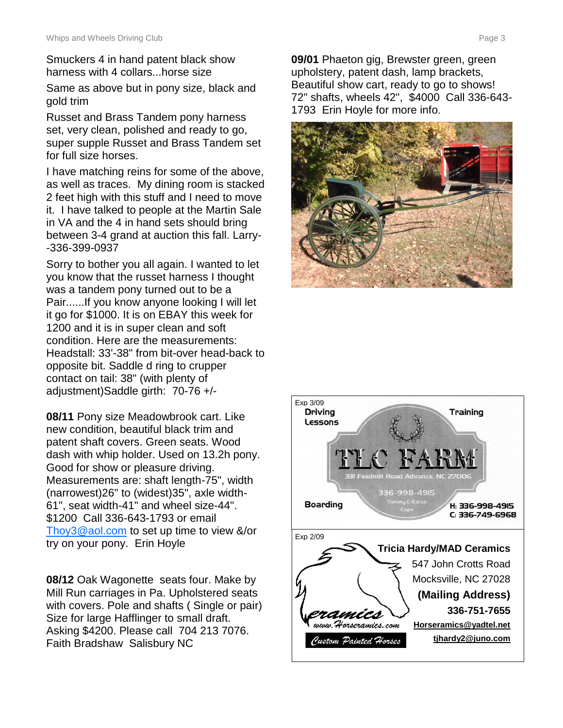Smuckers 4 in hand patent black show harness with 4 collars...horse size

Same as above but in pony size, black and gold trim

Russet and Brass Tandem pony harness set, very clean, polished and ready to go, super supple Russet and Brass Tandem set for full size horses.

I have matching reins for some of the above, as well as traces. My dining room is stacked 2 feet high with this stuff and I need to move it. I have talked to people at the Martin Sale in VA and the 4 in hand sets should bring between 3-4 grand at auction this fall. Larry--336-399-0937

Sorry to bother you all again. I wanted to let you know that the russet harness I thought was a tandem pony turned out to be a Pair......If you know anyone looking I will let it go for $1000. It is on EBAY this week for 1200 and it is in super clean and soft condition. Here are the measurements: Headstall: 33'-38" from bit-over head-back to opposite bit. Saddle d ring to crupper contact on tail: 38" (with plenty of adjustment)Saddle girth: 70-76 +/-

**08/11** Pony size Meadowbrook cart. Like new condition, beautiful black trim and patent shaft covers. Green seats. Wood dash with whip holder. Used on 13.2h pony. Good for show or pleasure driving. Measurements are: shaft length-75", width (narrowest)26" to (widest)35", axle width-61", seat width-41" and wheel size-44". $1200 Call 336-643-1793 or email Thoy3@aol.com to set up time to view &/or try on your pony. Erin Hoyle

**08/12** Oak Wagonette seats four. Make by Mill Run carriages in Pa. Upholstered seats with covers. Pole and shafts ( Single or pair) Size for large Hafflinger to small draft. Asking $4200. Please call 704 213 7076. Faith Bradshaw Salisbury NC

**09/01** Phaeton gig, Brewster green, green upholstery, patent dash, lamp brackets, Beautiful show cart, ready to go to shows! 72" shafts, wheels 42", $4000 Call 336-643-1793 Erin Hoyle for more info.

Exp 3/09

Driving Lessons — Training — Boarding

**TLC FARM**

331 Feedmill Road Advance, NC 27006

336-998-4915

Tommy & Karen Cope

H: 336-998-4915
C: 336-749-6968

Exp 2/09

Ceramics
www.Horseramics.com
Custom Painted Horses

**Tricia Hardy/MAD Ceramics**
547 John Crotts Road
Mocksville, NC 27028
**(Mailing Address)**
**336-751-7655**
**Horseramics@yadtel.net**
**tjhardy2@juno.com**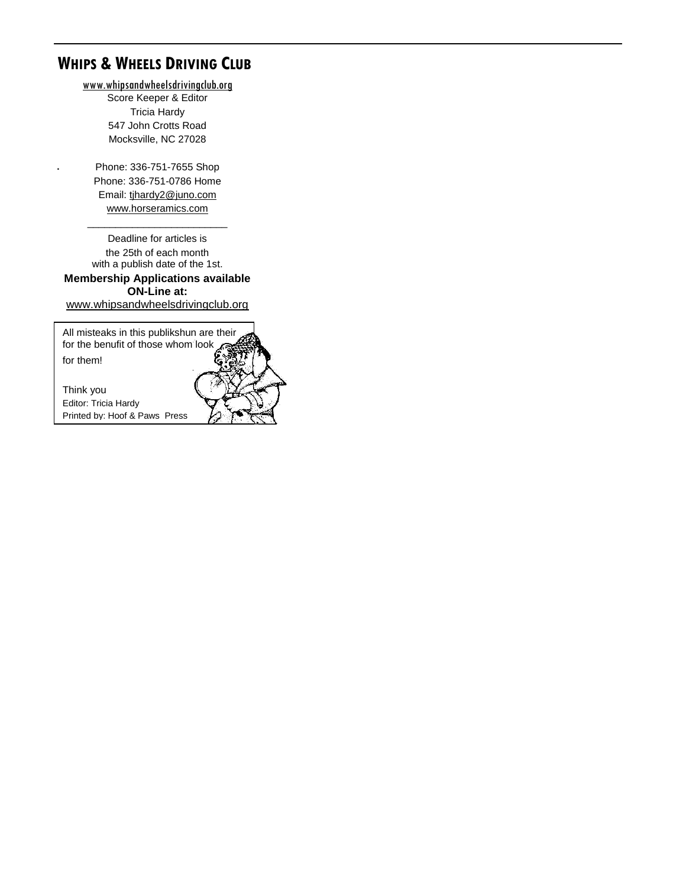## WHIPS & WHEELS DRIVING CLUB

www.whipsandwheelsdrivingclub.org

Score Keeper & Editor
Tricia Hardy
547 John Crotts Road
Mocksville, NC 27028

Phone: 336-751-7655 Shop
Phone: 336-751-0786 Home
Email: tjhardy2@juno.com
www.horseramics.com

---

Deadline for articles is
the 25th of each month
with a publish date of the 1st.

**Membership Applications available ON-Line at:**
www.whipsandwheelsdrivingclub.org

All misteaks in this publikshun are their for the benufit of those whom look for them!

Think you
Editor: Tricia Hardy
Printed by: Hoof & Paws Press